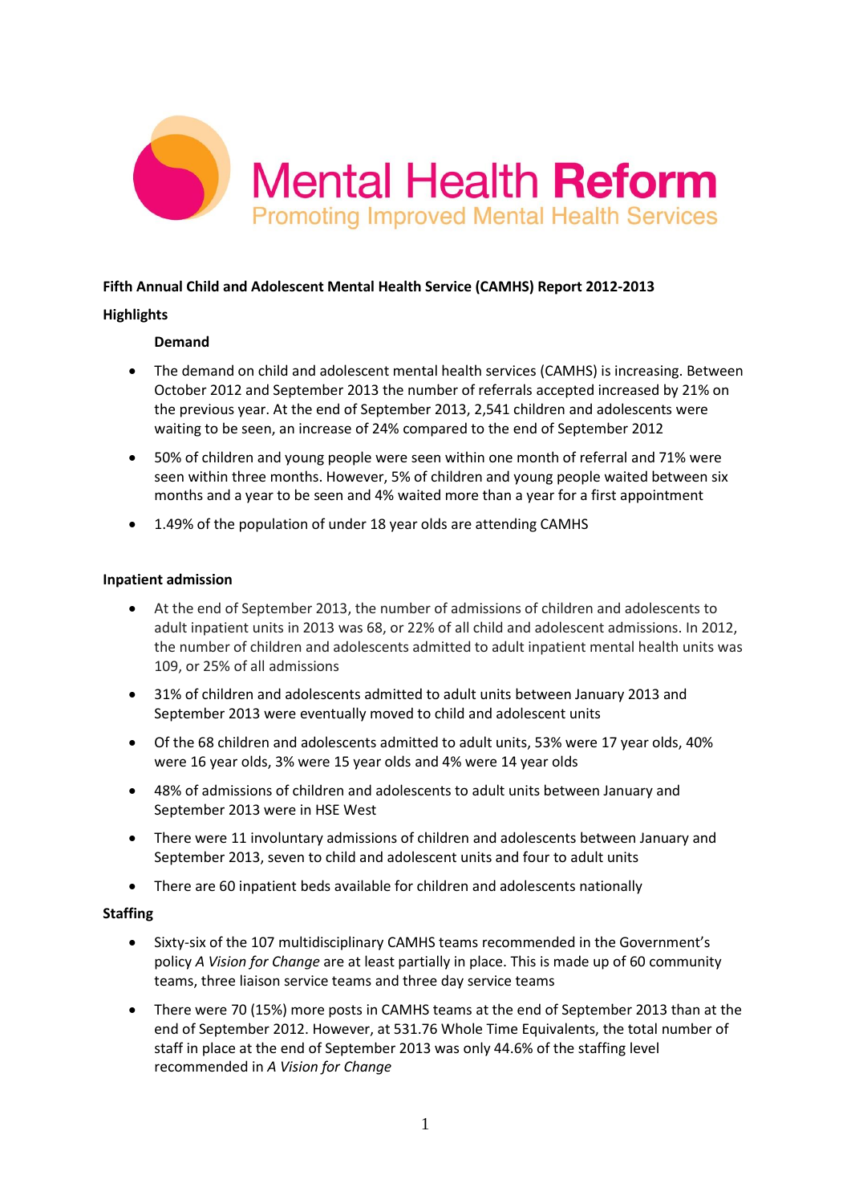Mental Health **Reform**

Promoting Improved Mental Health Services

**Fifth Annual Child and Adolescent Mental Health Service (CAMHS) Report 2012-2013**

## Highlights

### Demand

- The demand on child and adolescent mental health services (CAMHS) is increasing. Between October 2012 and September 2013 the number of referrals accepted increased by 21% on the previous year. At the end of September 2013, 2,541 children and adolescents were waiting to be seen, an increase of 24% compared to the end of September 2012
- 50% of children and young people were seen within one month of referral and 71% were seen within three months. However, 5% of children and young people waited between six months and a year to be seen and 4% waited more than a year for a first appointment
- 1.49% of the population of under 18 year olds are attending CAMHS

### Inpatient admission

- At the end of September 2013, the number of admissions of children and adolescents to adult inpatient units in 2013 was 68, or 22% of all child and adolescent admissions. In 2012, the number of children and adolescents admitted to adult inpatient mental health units was 109, or 25% of all admissions
- 31% of children and adolescents admitted to adult units between January 2013 and September 2013 were eventually moved to child and adolescent units
- Of the 68 children and adolescents admitted to adult units, 53% were 17 year olds, 40% were 16 year olds, 3% were 15 year olds and 4% were 14 year olds
- 48% of admissions of children and adolescents to adult units between January and September 2013 were in HSE West
- There were 11 involuntary admissions of children and adolescents between January and September 2013, seven to child and adolescent units and four to adult units
- There are 60 inpatient beds available for children and adolescents nationally

### Staffing

- Sixty-six of the 107 multidisciplinary CAMHS teams recommended in the Government's policy *A Vision for Change* are at least partially in place. This is made up of 60 community teams, three liaison service teams and three day service teams
- There were 70 (15%) more posts in CAMHS teams at the end of September 2013 than at the end of September 2012. However, at 531.76 Whole Time Equivalents, the total number of staff in place at the end of September 2013 was only 44.6% of the staffing level recommended in *A Vision for Change*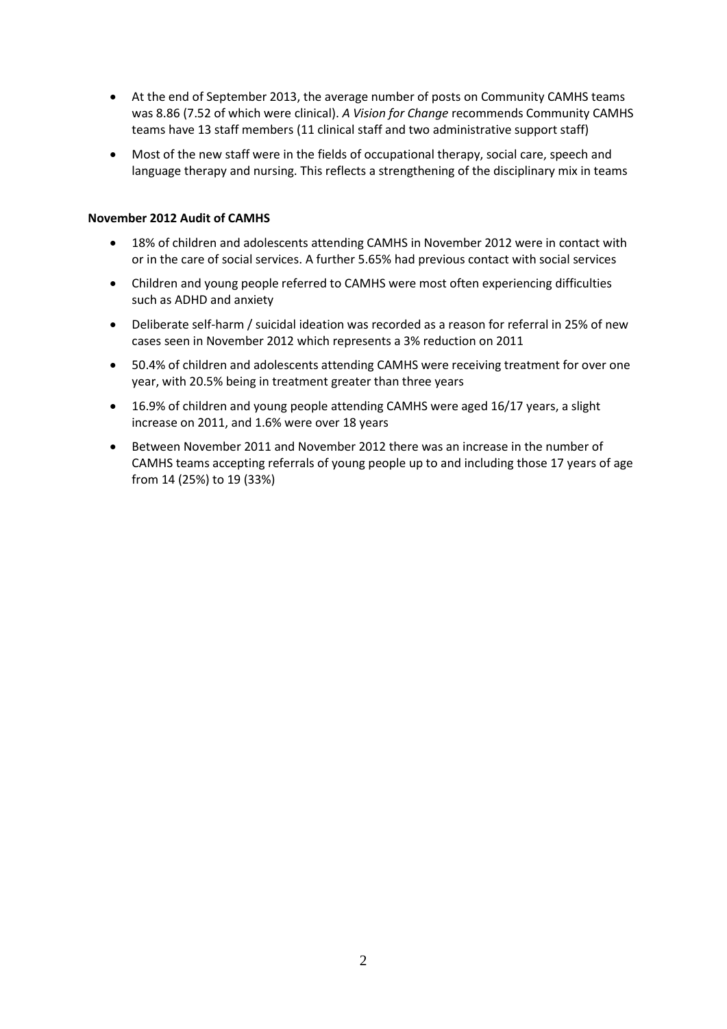- At the end of September 2013, the average number of posts on Community CAMHS teams was 8.86 (7.52 of which were clinical). *A Vision for Change* recommends Community CAMHS teams have 13 staff members (11 clinical staff and two administrative support staff)
- Most of the new staff were in the fields of occupational therapy, social care, speech and language therapy and nursing. This reflects a strengthening of the disciplinary mix in teams

**November 2012 Audit of CAMHS**

- 18% of children and adolescents attending CAMHS in November 2012 were in contact with or in the care of social services. A further 5.65% had previous contact with social services
- Children and young people referred to CAMHS were most often experiencing difficulties such as ADHD and anxiety
- Deliberate self-harm / suicidal ideation was recorded as a reason for referral in 25% of new cases seen in November 2012 which represents a 3% reduction on 2011
- 50.4% of children and adolescents attending CAMHS were receiving treatment for over one year, with 20.5% being in treatment greater than three years
- 16.9% of children and young people attending CAMHS were aged 16/17 years, a slight increase on 2011, and 1.6% were over 18 years
- Between November 2011 and November 2012 there was an increase in the number of CAMHS teams accepting referrals of young people up to and including those 17 years of age from 14 (25%) to 19 (33%)